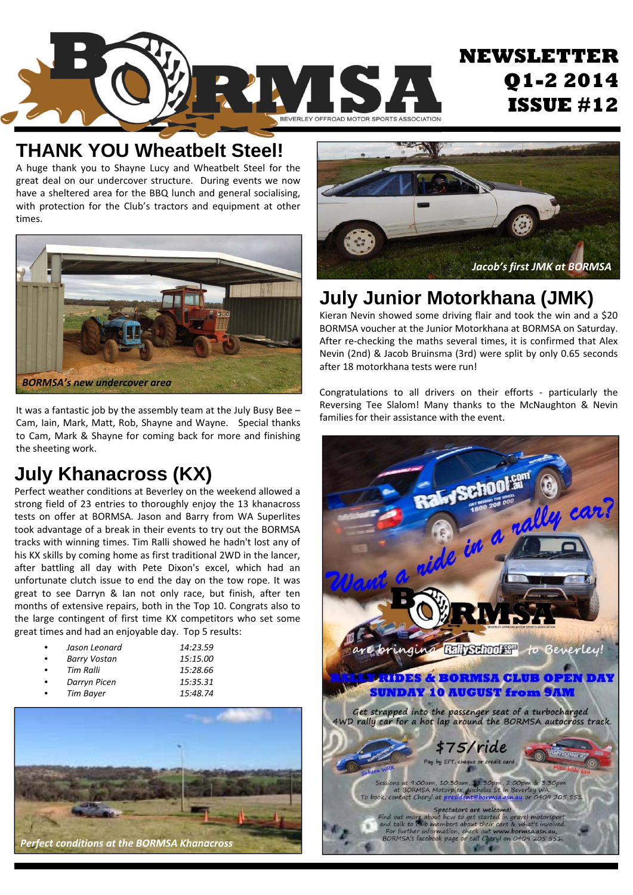# NEWSLETTER Q1-2 2014 ISSUE #12

BEVERLEY OFFROAD MOTOR SPORTS ASSOCIATION

## THANK YOU Wheatbelt Steel!

A huge thank you to Shayne Lucy and Wheatbelt Steel for the great deal on our undercover structure. During events we now have a sheltered area for the BBQ lunch and general socialising, with protection for the Club's tractors and equipment at other times.

*BORMSA's new undercover area*

It was a fantastic job by the assembly team at the July Busy Bee – Cam, Iain, Mark, Matt, Rob, Shayne and Wayne. Special thanks to Cam, Mark & Shayne for coming back for more and finishing the sheeting work.

## July Khanacross (KX)

Perfect weather conditions at Beverley on the weekend allowed a strong field of 23 entries to thoroughly enjoy the 13 khanacross tests on offer at BORMSA. Jason and Barry from WA Superlites took advantage of a break in their events to try out the BORMSA tracks with winning times. Tim Ralli showed he hadn't lost any of his KX skills by coming home as first traditional 2WD in the lancer, after battling all day with Pete Dixon's excel, which had an unfortunate clutch issue to end the day on the tow rope. It was great to see Darryn & Ian not only race, but finish, after ten months of extensive repairs, both in the Top 10. Congrats also to the large contingent of first time KX competitors who set some great times and had an enjoyable day. Top 5 results:

- *Jason Leonard* — *14:23.59*
- *Barry Vostan* — *15:15.00*
- *Tim Ralli* — *15:28.66*
- *Darryn Picen* — *15:35.31*
- *Tim Bayer* — *15:48.74*

*Perfect conditions at the BORMSA Khanacross*

*Jacob's first JMK at BORMSA*

## July Junior Motorkhana (JMK)

Kieran Nevin showed some driving flair and took the win and a $20 BORMSA voucher at the Junior Motorkhana at BORMSA on Saturday. After re-checking the maths several times, it is confirmed that Alex Nevin (2nd) & Jacob Bruinsma (3rd) were split by only 0.65 seconds after 18 motorkhana tests were run!

Congratulations to all drivers on their efforts - particularly the Reversing Tee Slalom! Many thanks to the McNaughton & Nevin families for their assistance with the event.

*Want a ride in a rally car?*

BORMSA are bringing RallySchool.com.au to Beverley!

**RALLY RIDES & BORMSA CLUB OPEN DAY**
**SUNDAY 10 AUGUST from 9AM**

Get strapped into the passenger seat of a turbocharged 4WD rally car for a hot lap around the BORMSA autocross track.

**$75/ride**

Pay by EFT, cheque or credit card

Subaru WRX — Mitsubishi Evo

Sessions at 9:00am, 10:30am, 12:30pm, 2:00pm & 3:30pm at BORMSA Motorplex, Nicholas St in Beverley WA
To book, contact Cheryl at president@bormsa.asn.au or 0409 205 551

Spectators are welcome!
Find out more about how to get started in gravel motorsport and talk to club members about their cars & what's involved.
For further information, check out www.bormsa.asn.au, BORMSA's facebook page or call Cheryl on 0409 205 551.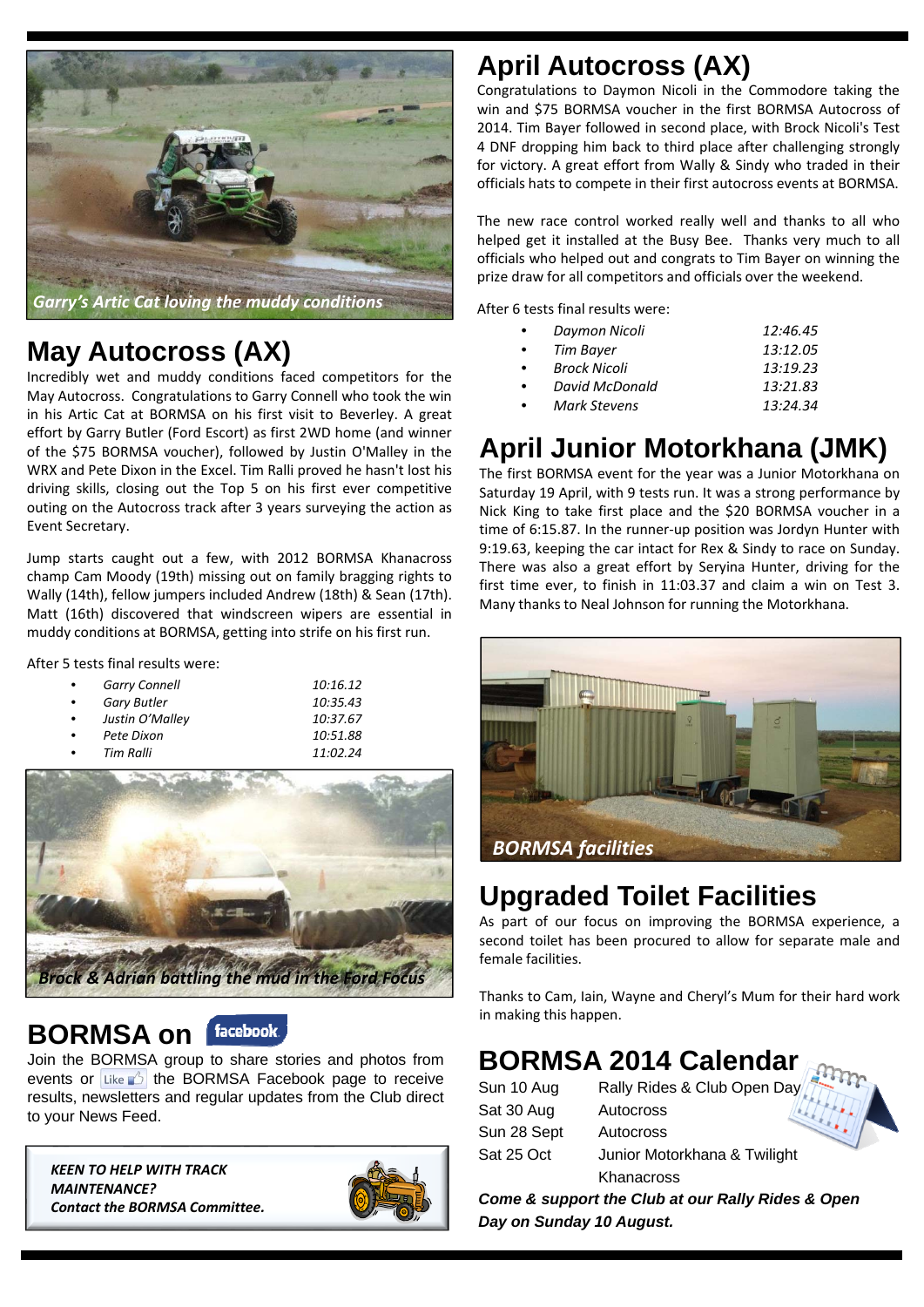*Garry's Artic Cat loving the muddy conditions*

## May Autocross (AX)

Incredibly wet and muddy conditions faced competitors for the May Autocross. Congratulations to Garry Connell who took the win in his Artic Cat at BORMSA on his first visit to Beverley. A great effort by Garry Butler (Ford Escort) as first 2WD home (and winner of the $75 BORMSA voucher), followed by Justin O'Malley in the WRX and Pete Dixon in the Excel. Tim Ralli proved he hasn't lost his driving skills, closing out the Top 5 on his first ever competitive outing on the Autocross track after 3 years surveying the action as Event Secretary.

Jump starts caught out a few, with 2012 BORMSA Khanacross champ Cam Moody (19th) missing out on family bragging rights to Wally (14th), fellow jumpers included Andrew (18th) & Sean (17th). Matt (16th) discovered that windscreen wipers are essential in muddy conditions at BORMSA, getting into strife on his first run.

After 5 tests final results were:

- *Garry Connell* — *10:16.12*
- *Gary Butler* — *10:35.43*
- *Justin O'Malley* — *10:37.67*
- *Pete Dixon* — *10:51.88*
- *Tim Ralli* — *11:02.24*

*Brock & Adrian battling the mud in the Ford Focus*

## BORMSA on facebook

Join the BORMSA group to share stories and photos from events or Like the BORMSA Facebook page to receive results, newsletters and regular updates from the Club direct to your News Feed.

***KEEN TO HELP WITH TRACK MAINTENANCE?***
***Contact the BORMSA Committee.***

## April Autocross (AX)

Congratulations to Daymon Nicoli in the Commodore taking the win and $75 BORMSA voucher in the first BORMSA Autocross of 2014. Tim Bayer followed in second place, with Brock Nicoli's Test 4 DNF dropping him back to third place after challenging strongly for victory. A great effort from Wally & Sindy who traded in their officials hats to compete in their first autocross events at BORMSA.

The new race control worked really well and thanks to all who helped get it installed at the Busy Bee. Thanks very much to all officials who helped out and congrats to Tim Bayer on winning the prize draw for all competitors and officials over the weekend.

After 6 tests final results were:

- *Daymon Nicoli* — *12:46.45*
- *Tim Bayer* — *13:12.05*
- *Brock Nicoli* — *13:19.23*
- *David McDonald* — *13:21.83*
- *Mark Stevens* — *13:24.34*

## April Junior Motorkhana (JMK)

The first BORMSA event for the year was a Junior Motorkhana on Saturday 19 April, with 9 tests run. It was a strong performance by Nick King to take first place and the $20 BORMSA voucher in a time of 6:15.87. In the runner-up position was Jordyn Hunter with 9:19.63, keeping the car intact for Rex & Sindy to race on Sunday. There was also a great effort by Seryina Hunter, driving for the first time ever, to finish in 11:03.37 and claim a win on Test 3. Many thanks to Neal Johnson for running the Motorkhana.

*BORMSA facilities*

## Upgraded Toilet Facilities

As part of our focus on improving the BORMSA experience, a second toilet has been procured to allow for separate male and female facilities.

Thanks to Cam, Iain, Wayne and Cheryl's Mum for their hard work in making this happen.

## BORMSA 2014 Calendar

| | |
|---|---|
| Sun 10 Aug | Rally Rides & Club Open Day |
| Sat 30 Aug | Autocross |
| Sun 28 Sept | Autocross |
| Sat 25 Oct | Junior Motorkhana & Twilight Khanacross |

***Come & support the Club at our Rally Rides & Open Day on Sunday 10 August.***